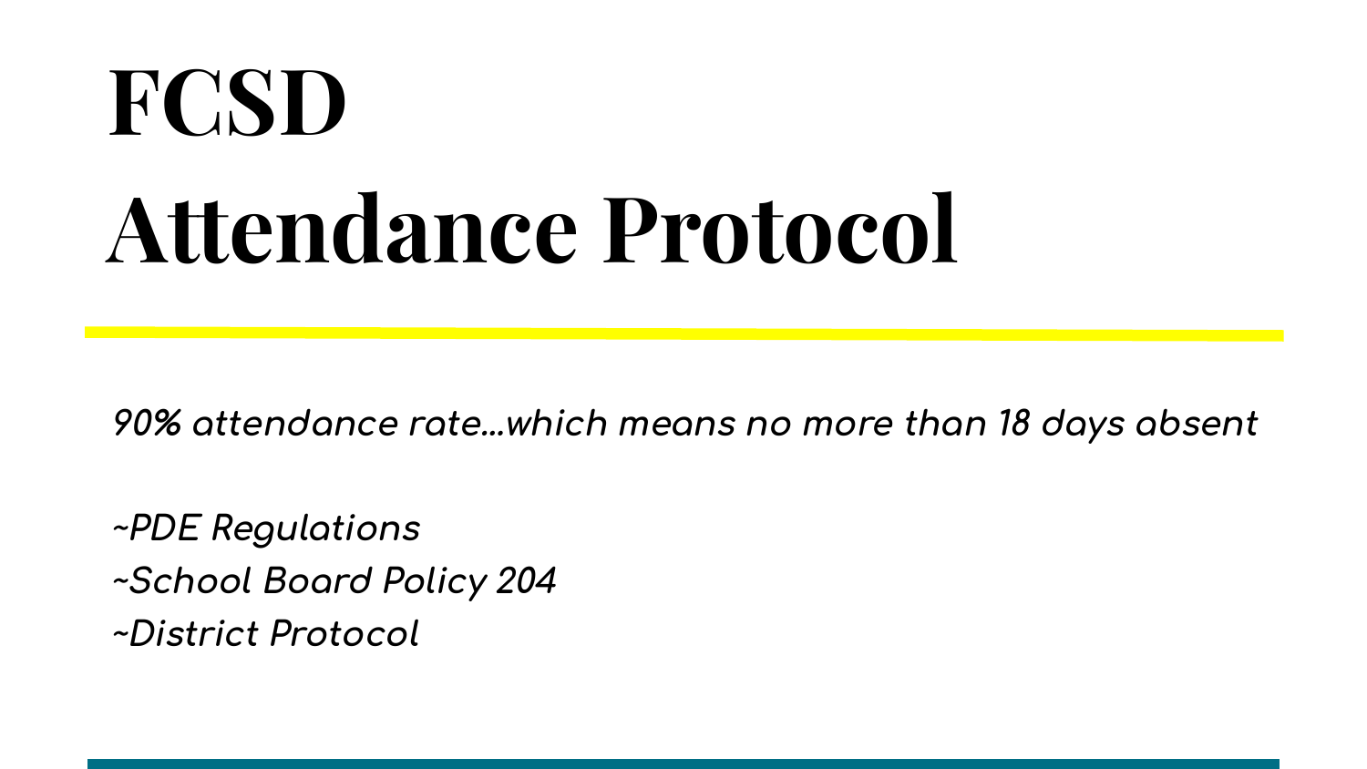# FCSD Attendance Protocol

*90% attendance rate…which means no more than 18 days absent*

*~PDE Regulations*
*~School Board Policy 204*
*~District Protocol*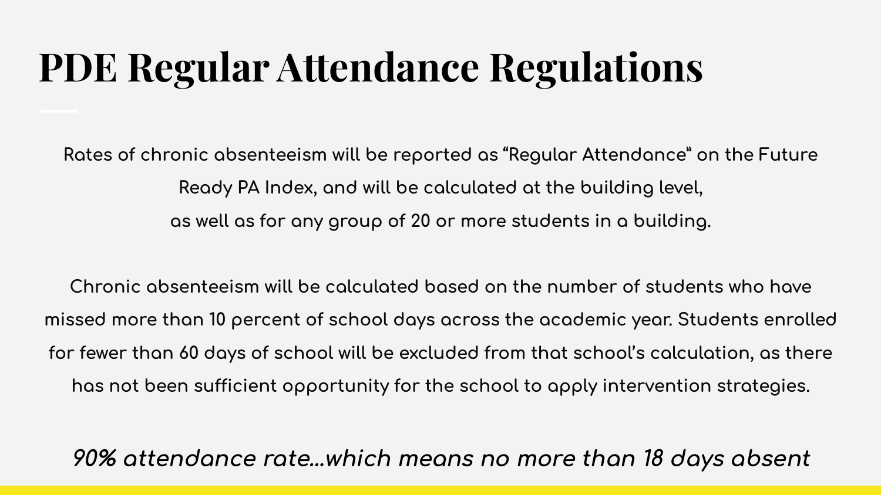# PDE Regular Attendance Regulations

Rates of chronic absenteeism will be reported as “Regular Attendance” on the Future Ready PA Index, and will be calculated at the building level, as well as for any group of 20 or more students in a building.

Chronic absenteeism will be calculated based on the number of students who have missed more than 10 percent of school days across the academic year. Students enrolled for fewer than 60 days of school will be excluded from that school’s calculation, as there has not been sufficient opportunity for the school to apply intervention strategies.

*90% attendance rate…which means no more than 18 days absent*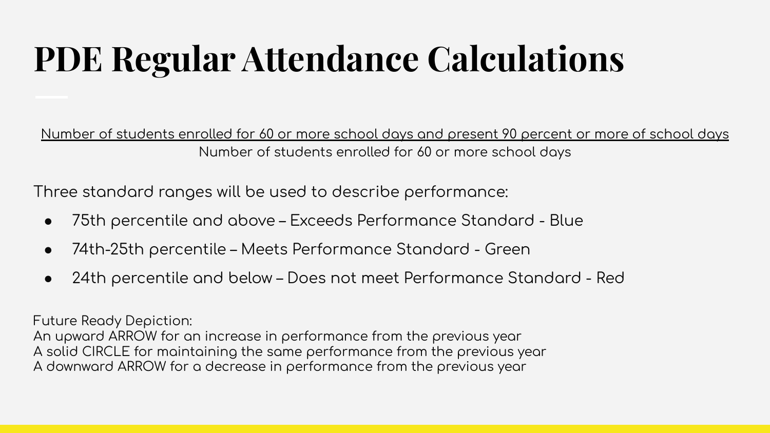# PDE Regular Attendance Calculations

$$\frac{\text{Number of students enrolled for 60 or more school days and present 90 percent or more of school days}}{\text{Number of students enrolled for 60 or more school days}}$$

Three standard ranges will be used to describe performance:

- 75th percentile and above – Exceeds Performance Standard - Blue
- 74th-25th percentile – Meets Performance Standard - Green
- 24th percentile and below – Does not meet Performance Standard - Red

Future Ready Depiction:
An upward ARROW for an increase in performance from the previous year
A solid CIRCLE for maintaining the same performance from the previous year
A downward ARROW for a decrease in performance from the previous year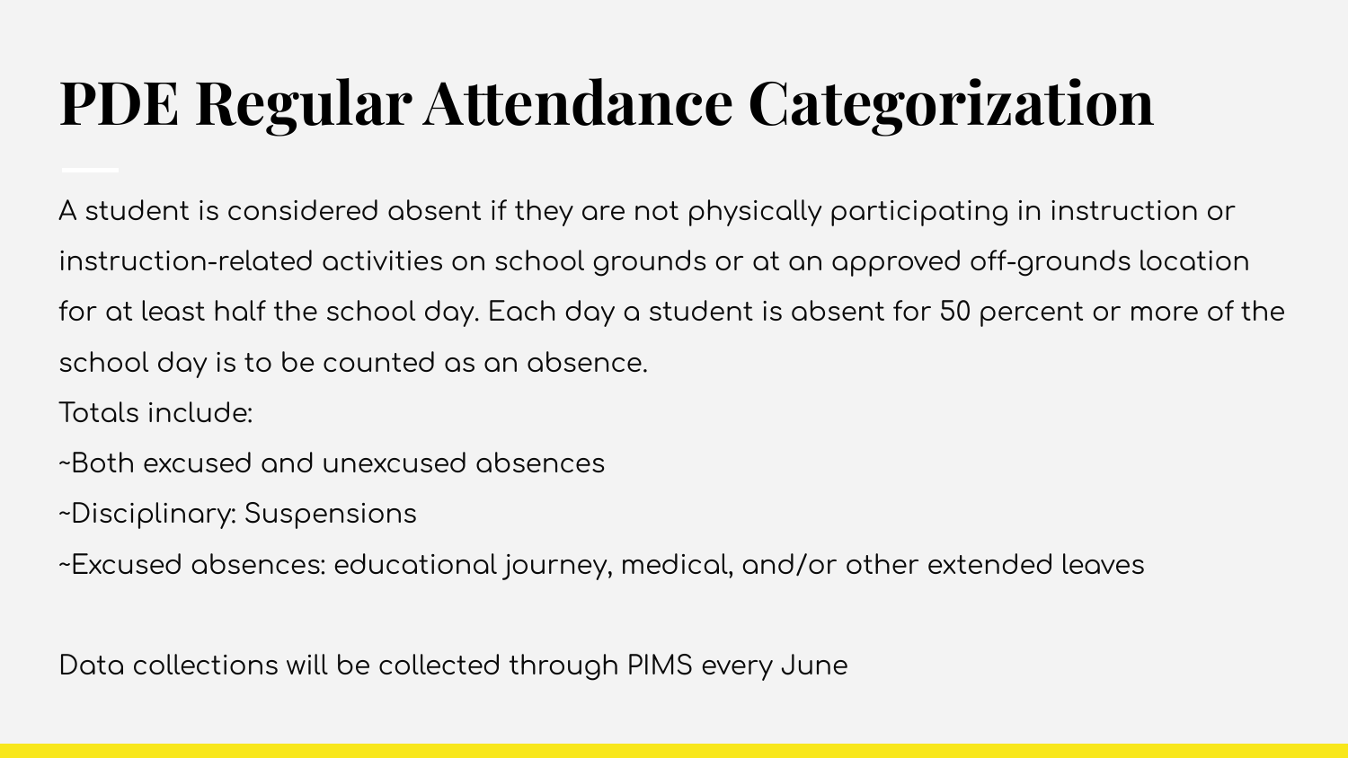# PDE Regular Attendance Categorization

A student is considered absent if they are not physically participating in instruction or instruction-related activities on school grounds or at an approved off-grounds location for at least half the school day. Each day a student is absent for 50 percent or more of the school day is to be counted as an absence.

Totals include:

~Both excused and unexcused absences

~Disciplinary: Suspensions

~Excused absences: educational journey, medical, and/or other extended leaves

Data collections will be collected through PIMS every June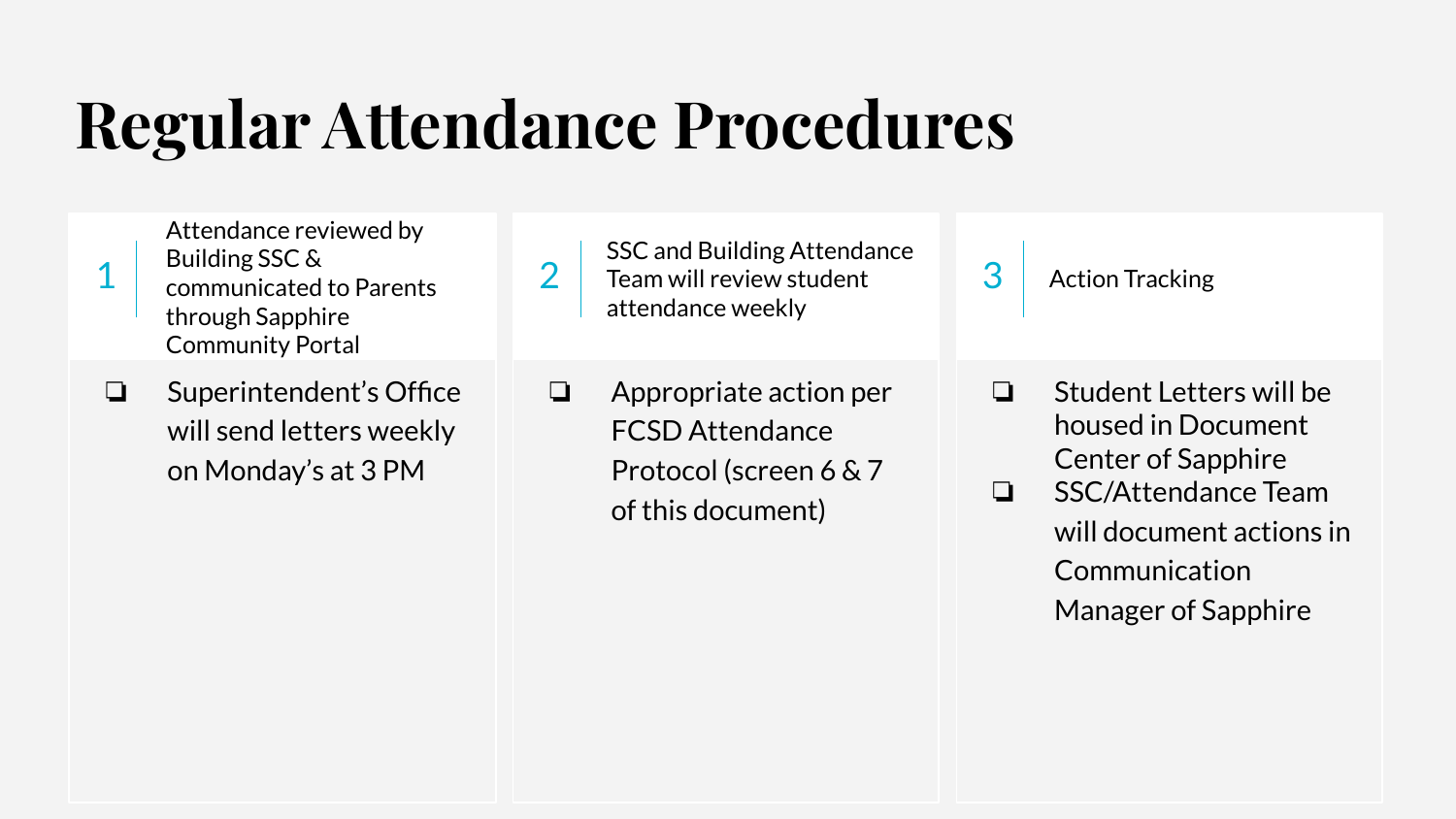# Regular Attendance Procedures

## 1 Attendance reviewed by Building SSC & communicated to Parents through Sapphire Community Portal

- Superintendent's Office will send letters weekly on Monday's at 3 PM

## 2 SSC and Building Attendance Team will review student attendance weekly

- Appropriate action per FCSD Attendance Protocol (screen 6 & 7 of this document)

## 3 Action Tracking

- Student Letters will be housed in Document Center of Sapphire
- SSC/Attendance Team will document actions in Communication Manager of Sapphire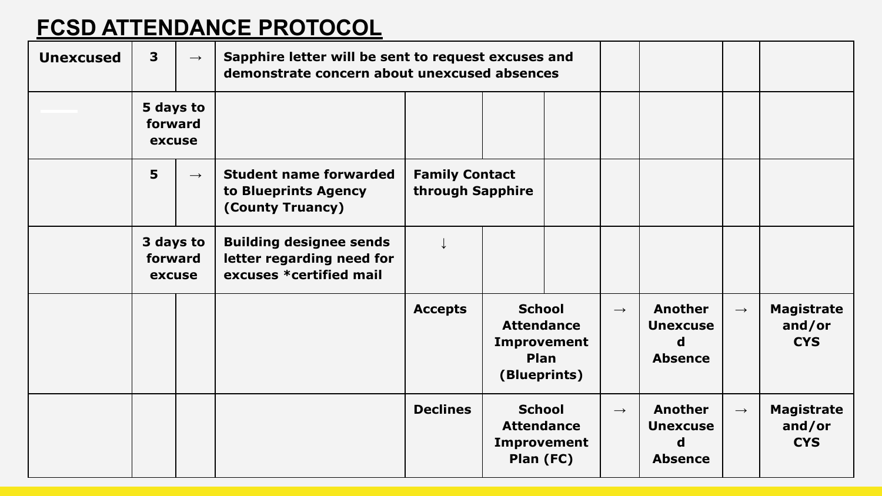# FCSD ATTENDANCE PROTOCOL

| **Unexcused** | **3** | → | **Sapphire letter will be sent to request excuses and demonstrate concern about unexcused absences** | | | | | | | |
|---|---|---|---|---|---|---|---|---|---|---|
| | **5 days to forward excuse** | | | | | | | | | |
| | **5** | → | **Student name forwarded to Blueprints Agency (County Truancy)** | **Family Contact through Sapphire** | | | | | | |
| | **3 days to forward excuse** | | **Building designee sends letter regarding need for excuses *certified mail** | ↓ | | | | | | |
| | | | | **Accepts** | **School Attendance Improvement Plan (Blueprints)** | | → | **Another Unexcused Absence** | → | **Magistrate and/or CYS** |
| | | | | **Declines** | **School Attendance Improvement Plan (FC)** | | → | **Another Unexcused Absence** | → | **Magistrate and/or CYS** |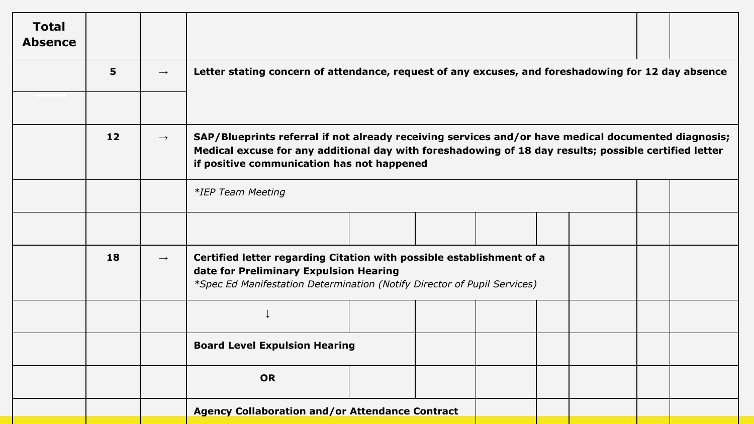| Total Absence | | | |
|---|---|---|---|
| | 5 | → | **Letter stating concern of attendance, request of any excuses, and foreshadowing for 12 day absence** |
| | | | |
| | 12 | → | **SAP/Blueprints referral if not already receiving services and/or have medical documented diagnosis; Medical excuse for any additional day with foreshadowing of 18 day results; possible certified letter if positive communication has not happened** |
| | | | *\*IEP Team Meeting* |
| | | | |
| | 18 | → | **Certified letter regarding Citation with possible establishment of a date for Preliminary Expulsion Hearing** *\*Spec Ed Manifestation Determination (Notify Director of Pupil Services)* |
| | | | ↓ |
| | | | **Board Level Expulsion Hearing** |
| | | | **OR** |
| | | | **Agency Collaboration and/or Attendance Contract** |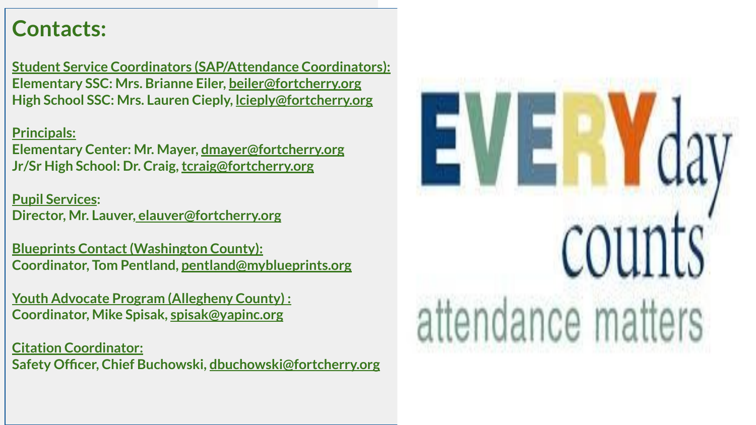# Contacts:

**Student Service Coordinators (SAP/Attendance Coordinators):**
**Elementary SSC: Mrs. Brianne Eiler, beiler@fortcherry.org**
**High School SSC: Mrs. Lauren Cieply, lcieply@fortcherry.org**

**Principals:**
**Elementary Center: Mr. Mayer, dmayer@fortcherry.org**
**Jr/Sr High School: Dr. Craig, tcraig@fortcherry.org**

**Pupil Services:**
**Director, Mr. Lauver, elauver@fortcherry.org**

**Blueprints Contact (Washington County):**
**Coordinator, Tom Pentland, pentland@myblueprints.org**

**Youth Advocate Program (Allegheny County) :**
**Coordinator, Mike Spisak, spisak@yapinc.org**

**Citation Coordinator:**
**Safety Officer, Chief Buchowski, dbuchowski@fortcherry.org**

EVERY day counts
attendance matters